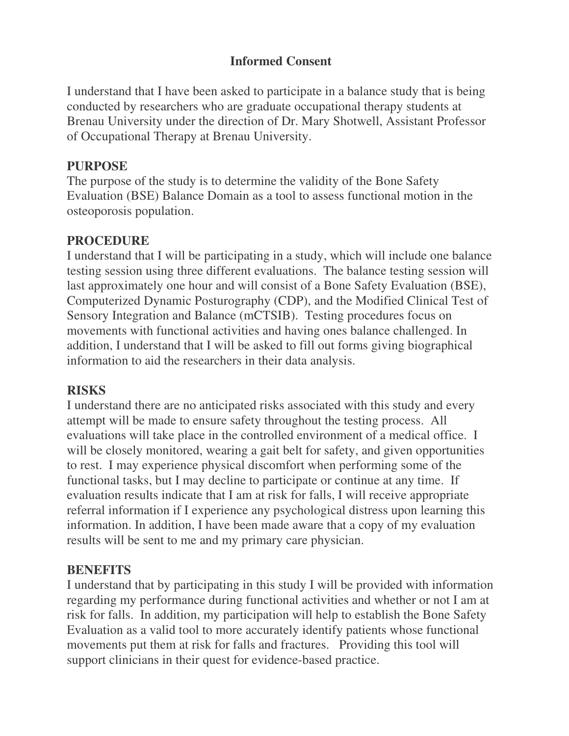# Informed Consent

I understand that I have been asked to participate in a balance study that is being conducted by researchers who are graduate occupational therapy students at Brenau University under the direction of Dr. Mary Shotwell, Assistant Professor of Occupational Therapy at Brenau University.

## PURPOSE

The purpose of the study is to determine the validity of the Bone Safety Evaluation (BSE) Balance Domain as a tool to assess functional motion in the osteoporosis population.

## PROCEDURE

I understand that I will be participating in a study, which will include one balance testing session using three different evaluations. The balance testing session will last approximately one hour and will consist of a Bone Safety Evaluation (BSE), Computerized Dynamic Posturography (CDP), and the Modified Clinical Test of Sensory Integration and Balance (mCTSIB). Testing procedures focus on movements with functional activities and having ones balance challenged. In addition, I understand that I will be asked to fill out forms giving biographical information to aid the researchers in their data analysis.

## RISKS

I understand there are no anticipated risks associated with this study and every attempt will be made to ensure safety throughout the testing process. All evaluations will take place in the controlled environment of a medical office. I will be closely monitored, wearing a gait belt for safety, and given opportunities to rest. I may experience physical discomfort when performing some of the functional tasks, but I may decline to participate or continue at any time. If evaluation results indicate that I am at risk for falls, I will receive appropriate referral information if I experience any psychological distress upon learning this information. In addition, I have been made aware that a copy of my evaluation results will be sent to me and my primary care physician.

## BENEFITS

I understand that by participating in this study I will be provided with information regarding my performance during functional activities and whether or not I am at risk for falls. In addition, my participation will help to establish the Bone Safety Evaluation as a valid tool to more accurately identify patients whose functional movements put them at risk for falls and fractures. Providing this tool will support clinicians in their quest for evidence-based practice.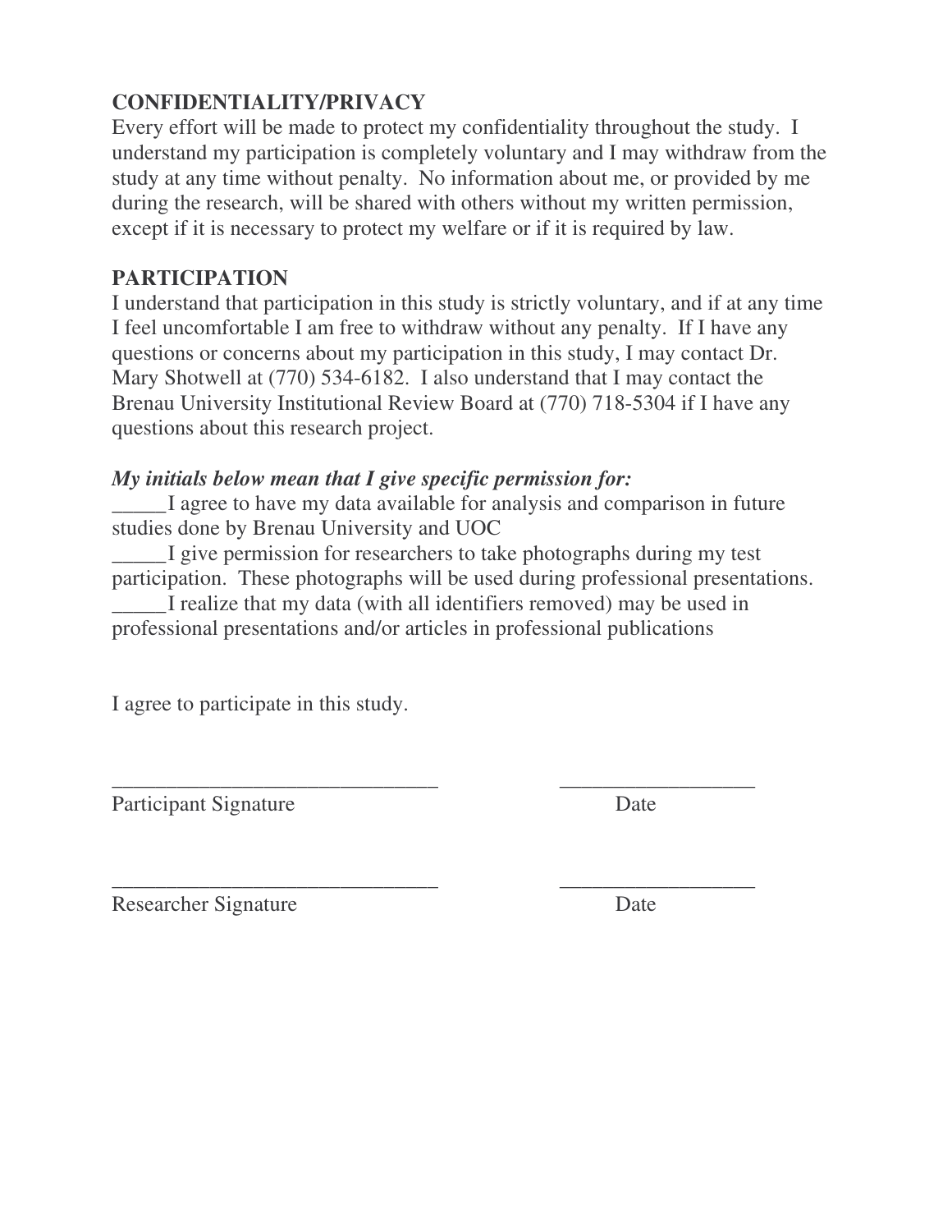**CONFIDENTIALITY/PRIVACY**

Every effort will be made to protect my confidentiality throughout the study. I understand my participation is completely voluntary and I may withdraw from the study at any time without penalty. No information about me, or provided by me during the research, will be shared with others without my written permission, except if it is necessary to protect my welfare or if it is required by law.

**PARTICIPATION**

I understand that participation in this study is strictly voluntary, and if at any time I feel uncomfortable I am free to withdraw without any penalty. If I have any questions or concerns about my participation in this study, I may contact Dr. Mary Shotwell at (770) 534-6182. I also understand that I may contact the Brenau University Institutional Review Board at (770) 718-5304 if I have any questions about this research project.

***My initials below mean that I give specific permission for:***

_____I agree to have my data available for analysis and comparison in future studies done by Brenau University and UOC

_____I give permission for researchers to take photographs during my test participation. These photographs will be used during professional presentations.

_____I realize that my data (with all identifiers removed) may be used in professional presentations and/or articles in professional publications

I agree to participate in this study.

______________________________ __________________

Participant Signature Date

______________________________ __________________

Researcher Signature Date